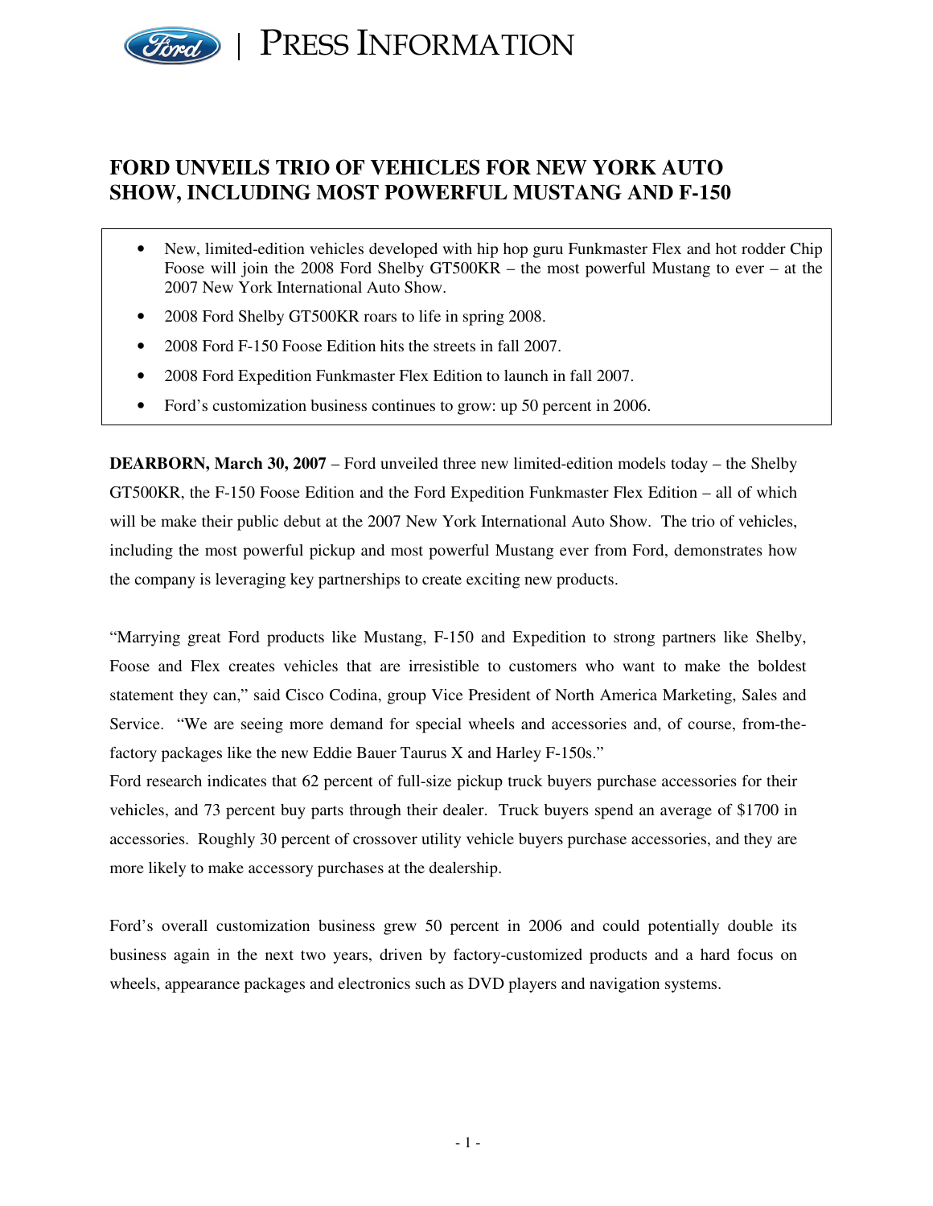PRESS INFORMATION

# FORD UNVEILS TRIO OF VEHICLES FOR NEW YORK AUTO SHOW, INCLUDING MOST POWERFUL MUSTANG AND F-150

- New, limited-edition vehicles developed with hip hop guru Funkmaster Flex and hot rodder Chip Foose will join the 2008 Ford Shelby GT500KR – the most powerful Mustang to ever – at the 2007 New York International Auto Show.
- 2008 Ford Shelby GT500KR roars to life in spring 2008.
- 2008 Ford F-150 Foose Edition hits the streets in fall 2007.
- 2008 Ford Expedition Funkmaster Flex Edition to launch in fall 2007.
- Ford's customization business continues to grow: up 50 percent in 2006.

**DEARBORN, March 30, 2007** – Ford unveiled three new limited-edition models today – the Shelby GT500KR, the F-150 Foose Edition and the Ford Expedition Funkmaster Flex Edition – all of which will be make their public debut at the 2007 New York International Auto Show. The trio of vehicles, including the most powerful pickup and most powerful Mustang ever from Ford, demonstrates how the company is leveraging key partnerships to create exciting new products.

"Marrying great Ford products like Mustang, F-150 and Expedition to strong partners like Shelby, Foose and Flex creates vehicles that are irresistible to customers who want to make the boldest statement they can," said Cisco Codina, group Vice President of North America Marketing, Sales and Service. "We are seeing more demand for special wheels and accessories and, of course, from-the-factory packages like the new Eddie Bauer Taurus X and Harley F-150s."

Ford research indicates that 62 percent of full-size pickup truck buyers purchase accessories for their vehicles, and 73 percent buy parts through their dealer. Truck buyers spend an average of $1700 in accessories. Roughly 30 percent of crossover utility vehicle buyers purchase accessories, and they are more likely to make accessory purchases at the dealership.

Ford's overall customization business grew 50 percent in 2006 and could potentially double its business again in the next two years, driven by factory-customized products and a hard focus on wheels, appearance packages and electronics such as DVD players and navigation systems.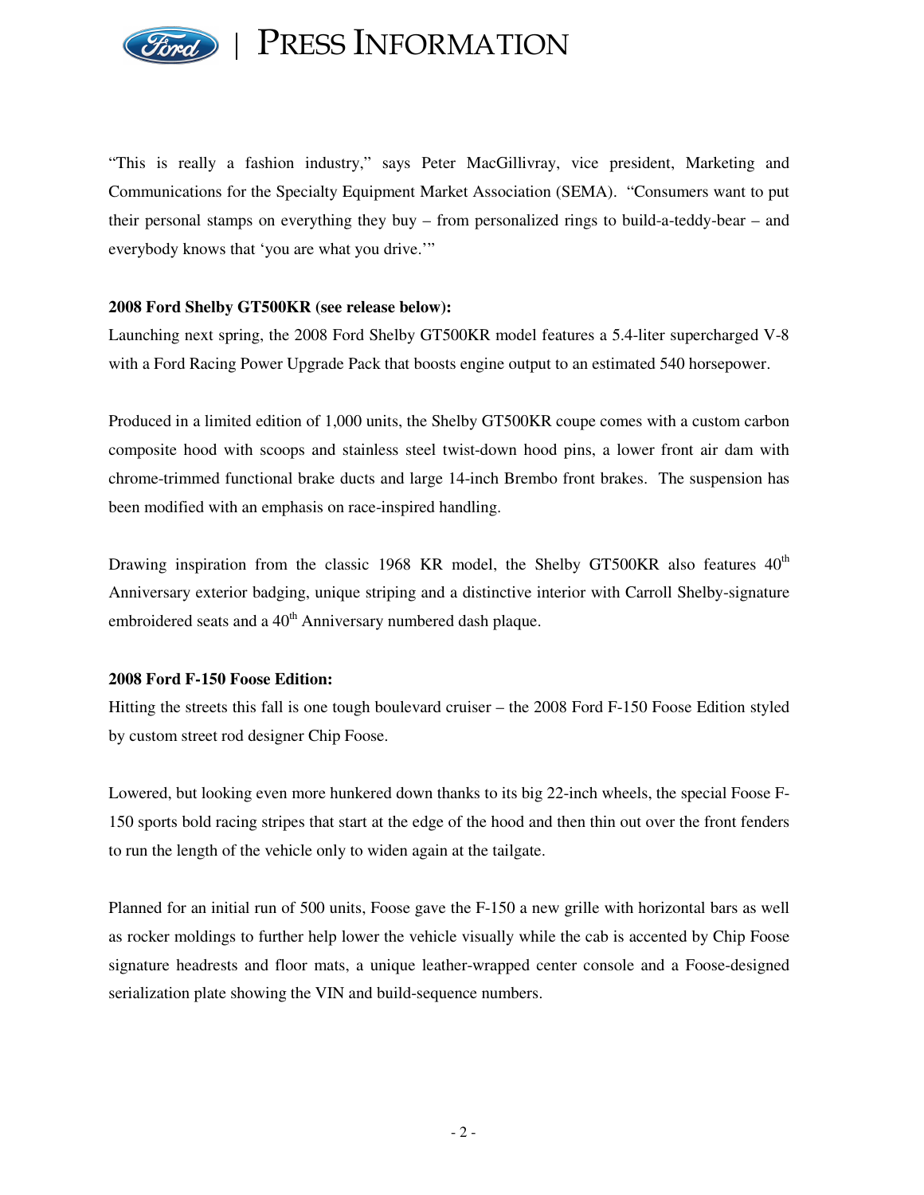"This is really a fashion industry," says Peter MacGillivray, vice president, Marketing and Communications for the Specialty Equipment Market Association (SEMA). "Consumers want to put their personal stamps on everything they buy – from personalized rings to build-a-teddy-bear – and everybody knows that 'you are what you drive.'"

**2008 Ford Shelby GT500KR (see release below):**
Launching next spring, the 2008 Ford Shelby GT500KR model features a 5.4-liter supercharged V-8 with a Ford Racing Power Upgrade Pack that boosts engine output to an estimated 540 horsepower.

Produced in a limited edition of 1,000 units, the Shelby GT500KR coupe comes with a custom carbon composite hood with scoops and stainless steel twist-down hood pins, a lower front air dam with chrome-trimmed functional brake ducts and large 14-inch Brembo front brakes. The suspension has been modified with an emphasis on race-inspired handling.

Drawing inspiration from the classic 1968 KR model, the Shelby GT500KR also features 40th Anniversary exterior badging, unique striping and a distinctive interior with Carroll Shelby-signature embroidered seats and a 40th Anniversary numbered dash plaque.

**2008 Ford F-150 Foose Edition:**
Hitting the streets this fall is one tough boulevard cruiser – the 2008 Ford F-150 Foose Edition styled by custom street rod designer Chip Foose.

Lowered, but looking even more hunkered down thanks to its big 22-inch wheels, the special Foose F-150 sports bold racing stripes that start at the edge of the hood and then thin out over the front fenders to run the length of the vehicle only to widen again at the tailgate.

Planned for an initial run of 500 units, Foose gave the F-150 a new grille with horizontal bars as well as rocker moldings to further help lower the vehicle visually while the cab is accented by Chip Foose signature headrests and floor mats, a unique leather-wrapped center console and a Foose-designed serialization plate showing the VIN and build-sequence numbers.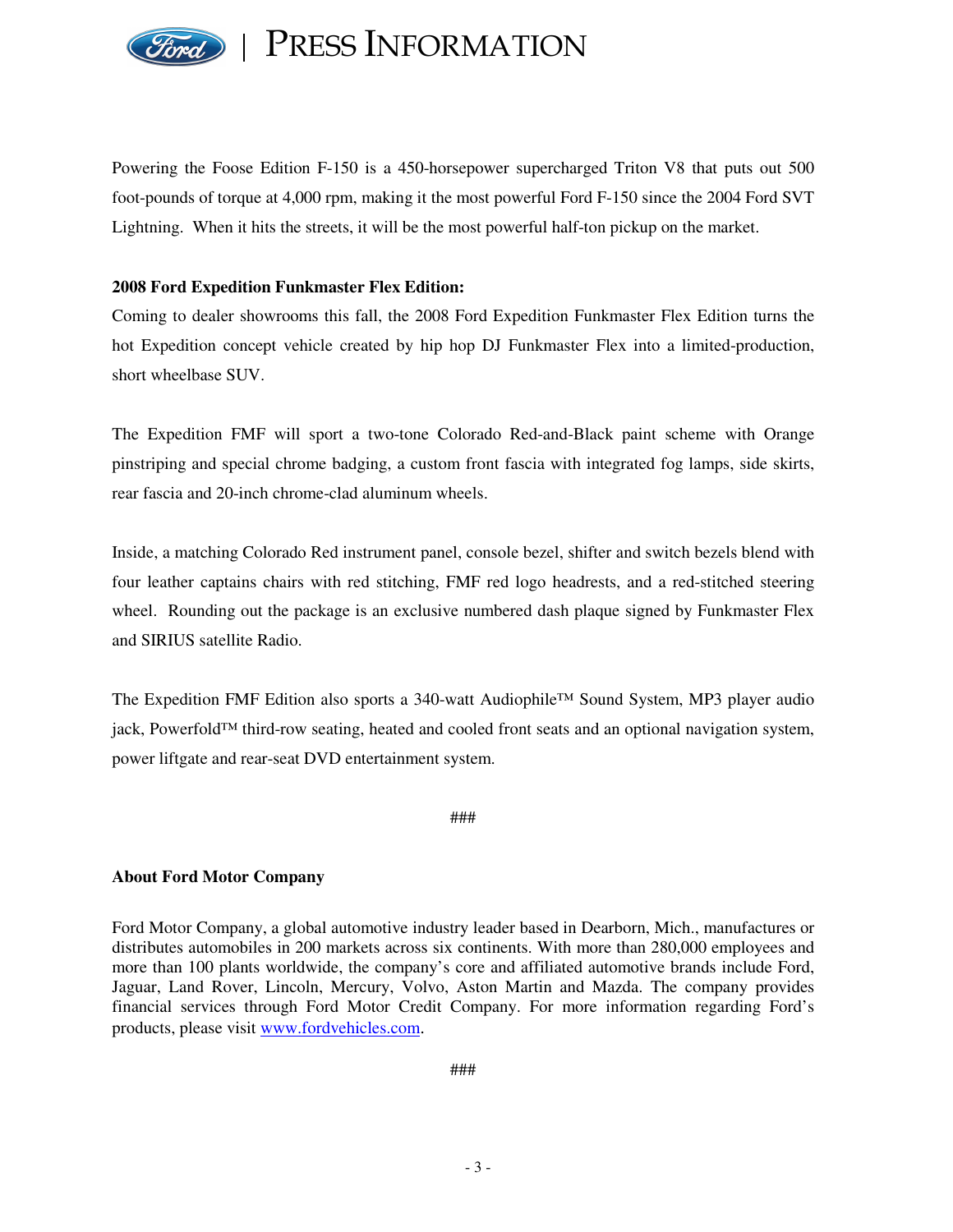Powering the Foose Edition F-150 is a 450-horsepower supercharged Triton V8 that puts out 500 foot-pounds of torque at 4,000 rpm, making it the most powerful Ford F-150 since the 2004 Ford SVT Lightning. When it hits the streets, it will be the most powerful half-ton pickup on the market.

**2008 Ford Expedition Funkmaster Flex Edition:**

Coming to dealer showrooms this fall, the 2008 Ford Expedition Funkmaster Flex Edition turns the hot Expedition concept vehicle created by hip hop DJ Funkmaster Flex into a limited-production, short wheelbase SUV.

The Expedition FMF will sport a two-tone Colorado Red-and-Black paint scheme with Orange pinstriping and special chrome badging, a custom front fascia with integrated fog lamps, side skirts, rear fascia and 20-inch chrome-clad aluminum wheels.

Inside, a matching Colorado Red instrument panel, console bezel, shifter and switch bezels blend with four leather captains chairs with red stitching, FMF red logo headrests, and a red-stitched steering wheel. Rounding out the package is an exclusive numbered dash plaque signed by Funkmaster Flex and SIRIUS satellite Radio.

The Expedition FMF Edition also sports a 340-watt Audiophile™ Sound System, MP3 player audio jack, Powerfold™ third-row seating, heated and cooled front seats and an optional navigation system, power liftgate and rear-seat DVD entertainment system.

###

**About Ford Motor Company**

Ford Motor Company, a global automotive industry leader based in Dearborn, Mich., manufactures or distributes automobiles in 200 markets across six continents. With more than 280,000 employees and more than 100 plants worldwide, the company's core and affiliated automotive brands include Ford, Jaguar, Land Rover, Lincoln, Mercury, Volvo, Aston Martin and Mazda. The company provides financial services through Ford Motor Credit Company. For more information regarding Ford's products, please visit www.fordvehicles.com.

###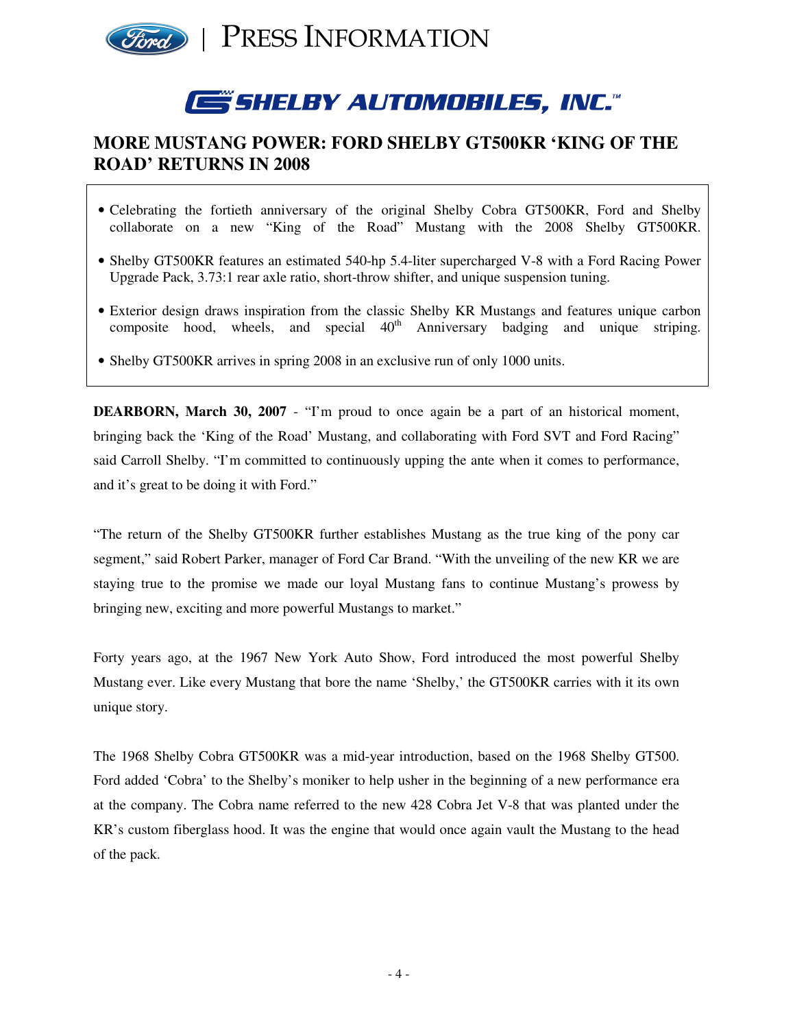PRESS INFORMATION

SHELBY AUTOMOBILES, INC.™

## MORE MUSTANG POWER: FORD SHELBY GT500KR 'KING OF THE ROAD' RETURNS IN 2008

- Celebrating the fortieth anniversary of the original Shelby Cobra GT500KR, Ford and Shelby collaborate on a new "King of the Road" Mustang with the 2008 Shelby GT500KR.
- Shelby GT500KR features an estimated 540-hp 5.4-liter supercharged V-8 with a Ford Racing Power Upgrade Pack, 3.73:1 rear axle ratio, short-throw shifter, and unique suspension tuning.
- Exterior design draws inspiration from the classic Shelby KR Mustangs and features unique carbon composite hood, wheels, and special 40th Anniversary badging and unique striping.
- Shelby GT500KR arrives in spring 2008 in an exclusive run of only 1000 units.

**DEARBORN, March 30, 2007** - "I'm proud to once again be a part of an historical moment, bringing back the 'King of the Road' Mustang, and collaborating with Ford SVT and Ford Racing" said Carroll Shelby. "I'm committed to continuously upping the ante when it comes to performance, and it's great to be doing it with Ford."

"The return of the Shelby GT500KR further establishes Mustang as the true king of the pony car segment," said Robert Parker, manager of Ford Car Brand. "With the unveiling of the new KR we are staying true to the promise we made our loyal Mustang fans to continue Mustang's prowess by bringing new, exciting and more powerful Mustangs to market."

Forty years ago, at the 1967 New York Auto Show, Ford introduced the most powerful Shelby Mustang ever. Like every Mustang that bore the name 'Shelby,' the GT500KR carries with it its own unique story.

The 1968 Shelby Cobra GT500KR was a mid-year introduction, based on the 1968 Shelby GT500. Ford added 'Cobra' to the Shelby's moniker to help usher in the beginning of a new performance era at the company. The Cobra name referred to the new 428 Cobra Jet V-8 that was planted under the KR's custom fiberglass hood. It was the engine that would once again vault the Mustang to the head of the pack.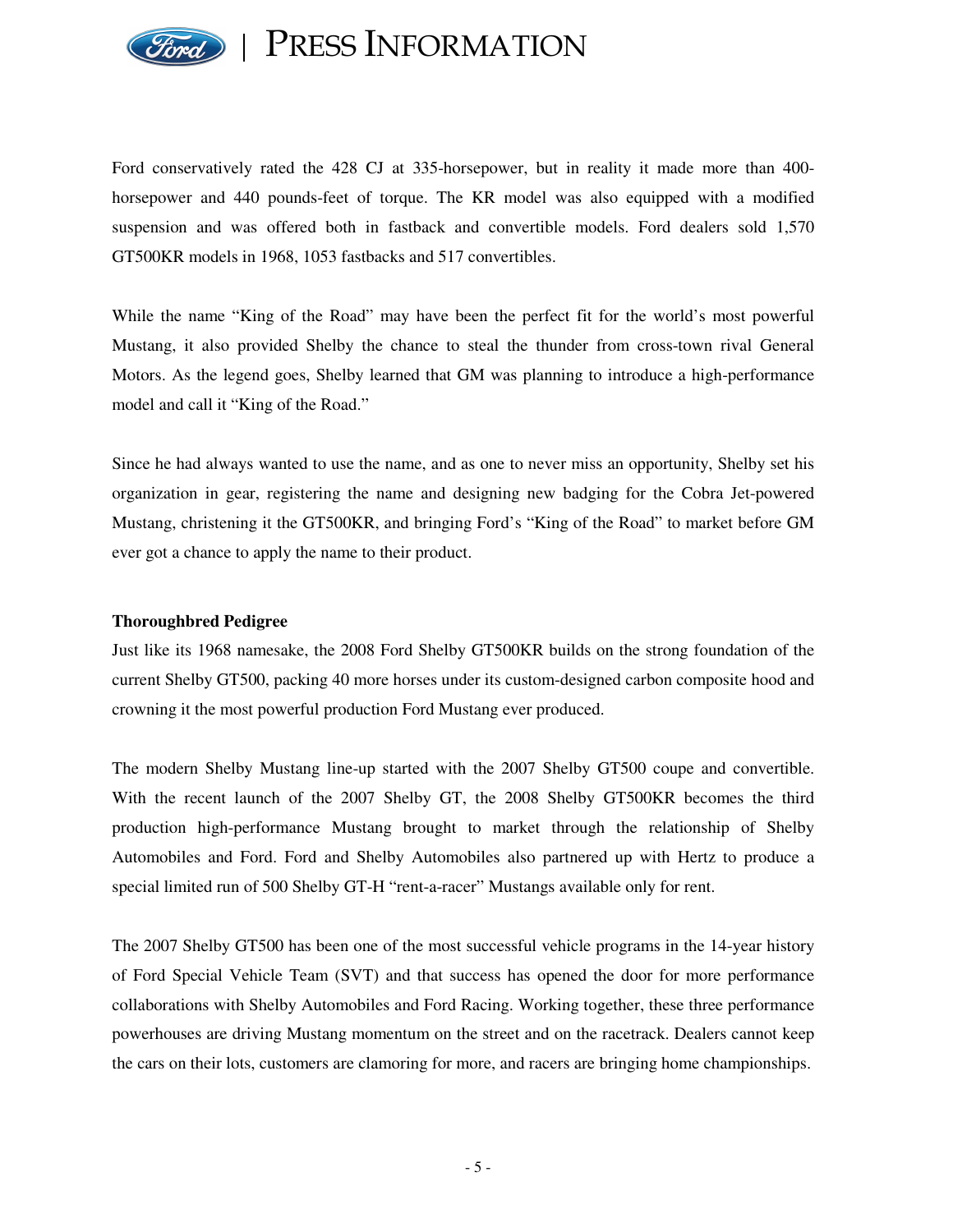Ford conservatively rated the 428 CJ at 335-horsepower, but in reality it made more than 400-horsepower and 440 pounds-feet of torque. The KR model was also equipped with a modified suspension and was offered both in fastback and convertible models. Ford dealers sold 1,570 GT500KR models in 1968, 1053 fastbacks and 517 convertibles.

While the name "King of the Road" may have been the perfect fit for the world's most powerful Mustang, it also provided Shelby the chance to steal the thunder from cross-town rival General Motors. As the legend goes, Shelby learned that GM was planning to introduce a high-performance model and call it "King of the Road."

Since he had always wanted to use the name, and as one to never miss an opportunity, Shelby set his organization in gear, registering the name and designing new badging for the Cobra Jet-powered Mustang, christening it the GT500KR, and bringing Ford's "King of the Road" to market before GM ever got a chance to apply the name to their product.

**Thoroughbred Pedigree**

Just like its 1968 namesake, the 2008 Ford Shelby GT500KR builds on the strong foundation of the current Shelby GT500, packing 40 more horses under its custom-designed carbon composite hood and crowning it the most powerful production Ford Mustang ever produced.

The modern Shelby Mustang line-up started with the 2007 Shelby GT500 coupe and convertible. With the recent launch of the 2007 Shelby GT, the 2008 Shelby GT500KR becomes the third production high-performance Mustang brought to market through the relationship of Shelby Automobiles and Ford. Ford and Shelby Automobiles also partnered up with Hertz to produce a special limited run of 500 Shelby GT-H "rent-a-racer" Mustangs available only for rent.

The 2007 Shelby GT500 has been one of the most successful vehicle programs in the 14-year history of Ford Special Vehicle Team (SVT) and that success has opened the door for more performance collaborations with Shelby Automobiles and Ford Racing. Working together, these three performance powerhouses are driving Mustang momentum on the street and on the racetrack. Dealers cannot keep the cars on their lots, customers are clamoring for more, and racers are bringing home championships.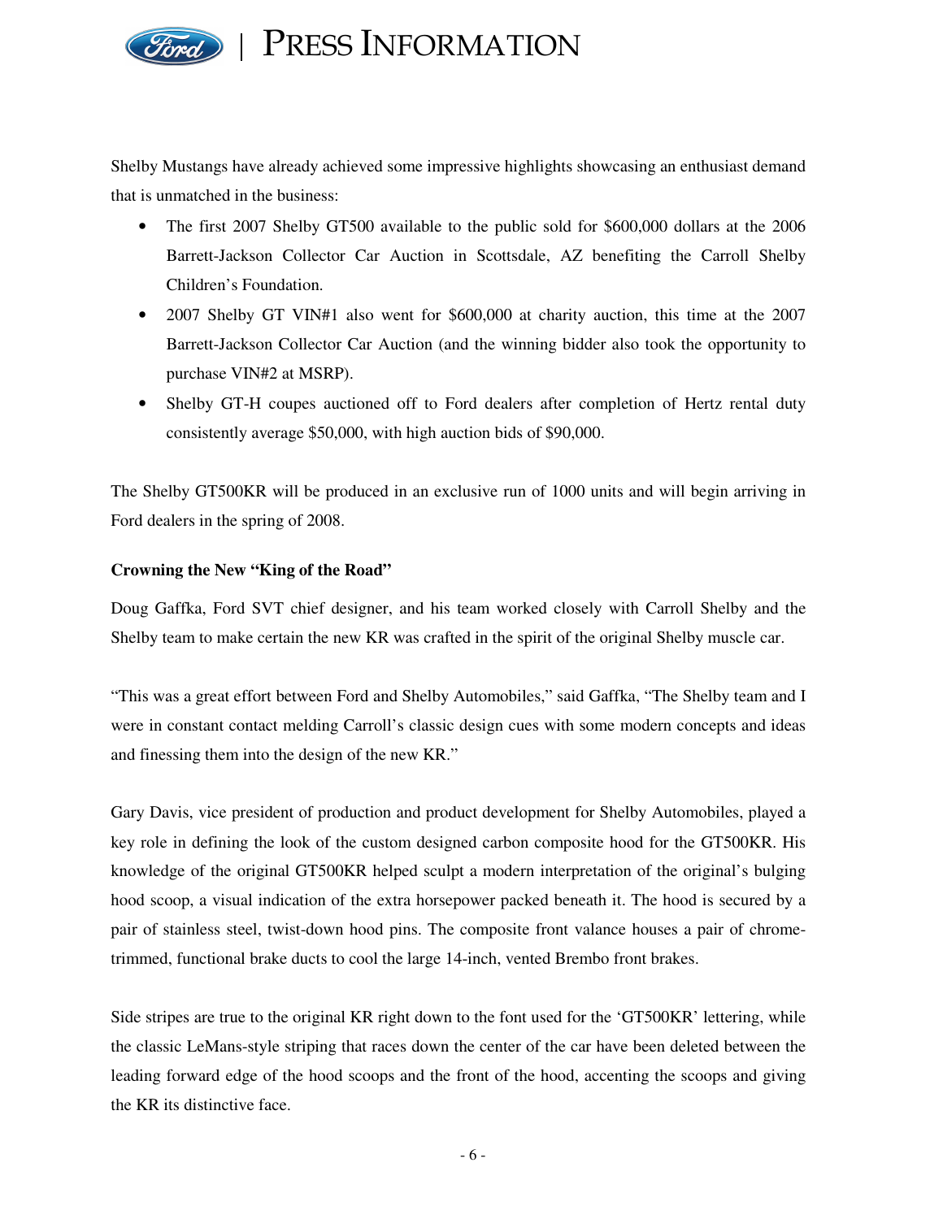Shelby Mustangs have already achieved some impressive highlights showcasing an enthusiast demand that is unmatched in the business:

- The first 2007 Shelby GT500 available to the public sold for $600,000 dollars at the 2006 Barrett-Jackson Collector Car Auction in Scottsdale, AZ benefiting the Carroll Shelby Children's Foundation.
- 2007 Shelby GT VIN#1 also went for $600,000 at charity auction, this time at the 2007 Barrett-Jackson Collector Car Auction (and the winning bidder also took the opportunity to purchase VIN#2 at MSRP).
- Shelby GT-H coupes auctioned off to Ford dealers after completion of Hertz rental duty consistently average $50,000, with high auction bids of $90,000.

The Shelby GT500KR will be produced in an exclusive run of 1000 units and will begin arriving in Ford dealers in the spring of 2008.

**Crowning the New "King of the Road"**

Doug Gaffka, Ford SVT chief designer, and his team worked closely with Carroll Shelby and the Shelby team to make certain the new KR was crafted in the spirit of the original Shelby muscle car.

"This was a great effort between Ford and Shelby Automobiles," said Gaffka, "The Shelby team and I were in constant contact melding Carroll's classic design cues with some modern concepts and ideas and finessing them into the design of the new KR."

Gary Davis, vice president of production and product development for Shelby Automobiles, played a key role in defining the look of the custom designed carbon composite hood for the GT500KR. His knowledge of the original GT500KR helped sculpt a modern interpretation of the original's bulging hood scoop, a visual indication of the extra horsepower packed beneath it. The hood is secured by a pair of stainless steel, twist-down hood pins. The composite front valance houses a pair of chrome-trimmed, functional brake ducts to cool the large 14-inch, vented Brembo front brakes.

Side stripes are true to the original KR right down to the font used for the 'GT500KR' lettering, while the classic LeMans-style striping that races down the center of the car have been deleted between the leading forward edge of the hood scoops and the front of the hood, accenting the scoops and giving the KR its distinctive face.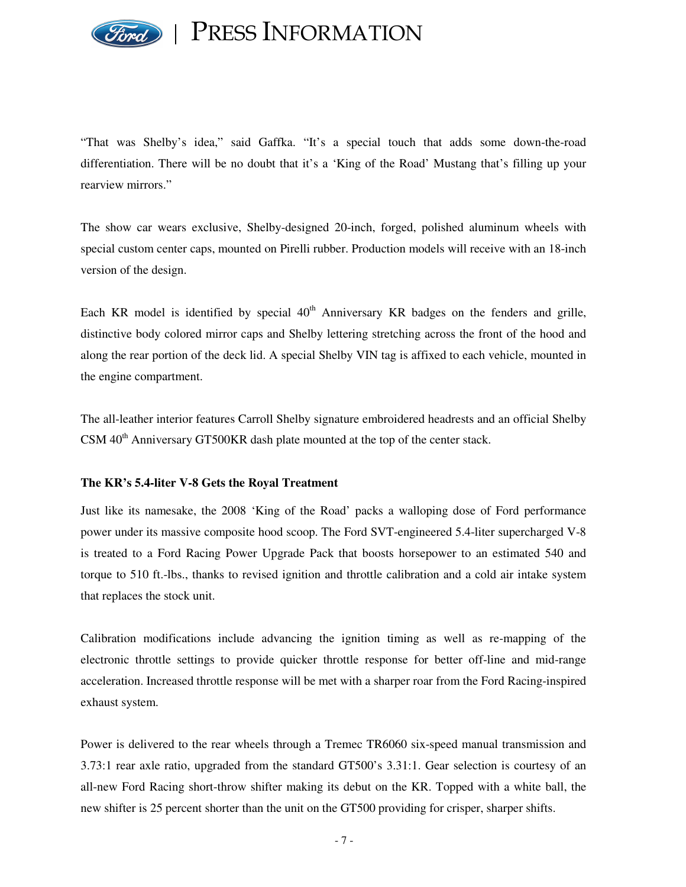"That was Shelby's idea," said Gaffka. "It's a special touch that adds some down-the-road differentiation. There will be no doubt that it's a 'King of the Road' Mustang that's filling up your rearview mirrors."

The show car wears exclusive, Shelby-designed 20-inch, forged, polished aluminum wheels with special custom center caps, mounted on Pirelli rubber. Production models will receive with an 18-inch version of the design.

Each KR model is identified by special 40th Anniversary KR badges on the fenders and grille, distinctive body colored mirror caps and Shelby lettering stretching across the front of the hood and along the rear portion of the deck lid. A special Shelby VIN tag is affixed to each vehicle, mounted in the engine compartment.

The all-leather interior features Carroll Shelby signature embroidered headrests and an official Shelby CSM 40th Anniversary GT500KR dash plate mounted at the top of the center stack.

**The KR's 5.4-liter V-8 Gets the Royal Treatment**

Just like its namesake, the 2008 'King of the Road' packs a walloping dose of Ford performance power under its massive composite hood scoop. The Ford SVT-engineered 5.4-liter supercharged V-8 is treated to a Ford Racing Power Upgrade Pack that boosts horsepower to an estimated 540 and torque to 510 ft.-lbs., thanks to revised ignition and throttle calibration and a cold air intake system that replaces the stock unit.

Calibration modifications include advancing the ignition timing as well as re-mapping of the electronic throttle settings to provide quicker throttle response for better off-line and mid-range acceleration. Increased throttle response will be met with a sharper roar from the Ford Racing-inspired exhaust system.

Power is delivered to the rear wheels through a Tremec TR6060 six-speed manual transmission and 3.73:1 rear axle ratio, upgraded from the standard GT500's 3.31:1. Gear selection is courtesy of an all-new Ford Racing short-throw shifter making its debut on the KR. Topped with a white ball, the new shifter is 25 percent shorter than the unit on the GT500 providing for crisper, sharper shifts.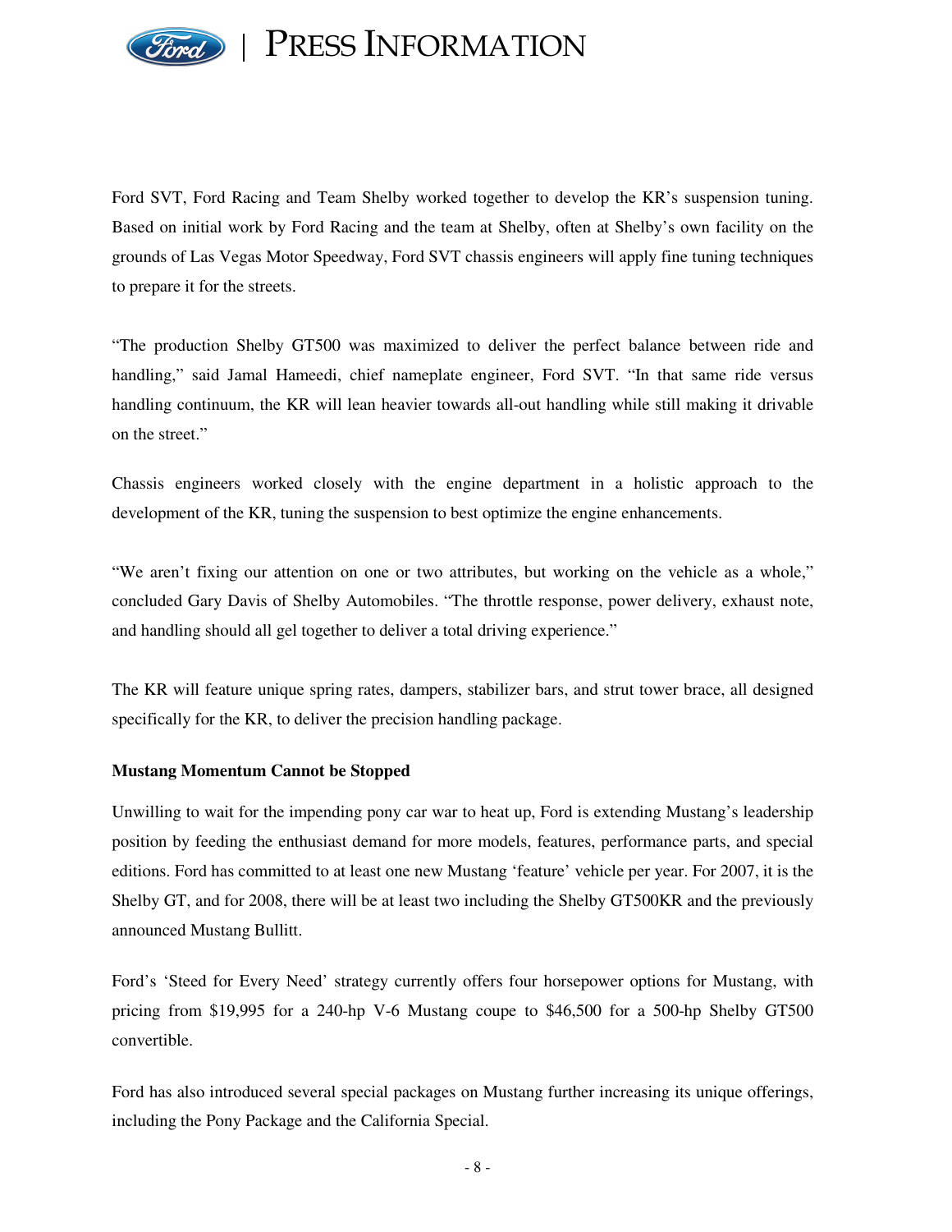Ford SVT, Ford Racing and Team Shelby worked together to develop the KR's suspension tuning. Based on initial work by Ford Racing and the team at Shelby, often at Shelby's own facility on the grounds of Las Vegas Motor Speedway, Ford SVT chassis engineers will apply fine tuning techniques to prepare it for the streets.

"The production Shelby GT500 was maximized to deliver the perfect balance between ride and handling," said Jamal Hameedi, chief nameplate engineer, Ford SVT. "In that same ride versus handling continuum, the KR will lean heavier towards all-out handling while still making it drivable on the street."

Chassis engineers worked closely with the engine department in a holistic approach to the development of the KR, tuning the suspension to best optimize the engine enhancements.

"We aren't fixing our attention on one or two attributes, but working on the vehicle as a whole," concluded Gary Davis of Shelby Automobiles. "The throttle response, power delivery, exhaust note, and handling should all gel together to deliver a total driving experience."

The KR will feature unique spring rates, dampers, stabilizer bars, and strut tower brace, all designed specifically for the KR, to deliver the precision handling package.

**Mustang Momentum Cannot be Stopped**

Unwilling to wait for the impending pony car war to heat up, Ford is extending Mustang's leadership position by feeding the enthusiast demand for more models, features, performance parts, and special editions. Ford has committed to at least one new Mustang 'feature' vehicle per year. For 2007, it is the Shelby GT, and for 2008, there will be at least two including the Shelby GT500KR and the previously announced Mustang Bullitt.

Ford's 'Steed for Every Need' strategy currently offers four horsepower options for Mustang, with pricing from $19,995 for a 240-hp V-6 Mustang coupe to $46,500 for a 500-hp Shelby GT500 convertible.

Ford has also introduced several special packages on Mustang further increasing its unique offerings, including the Pony Package and the California Special.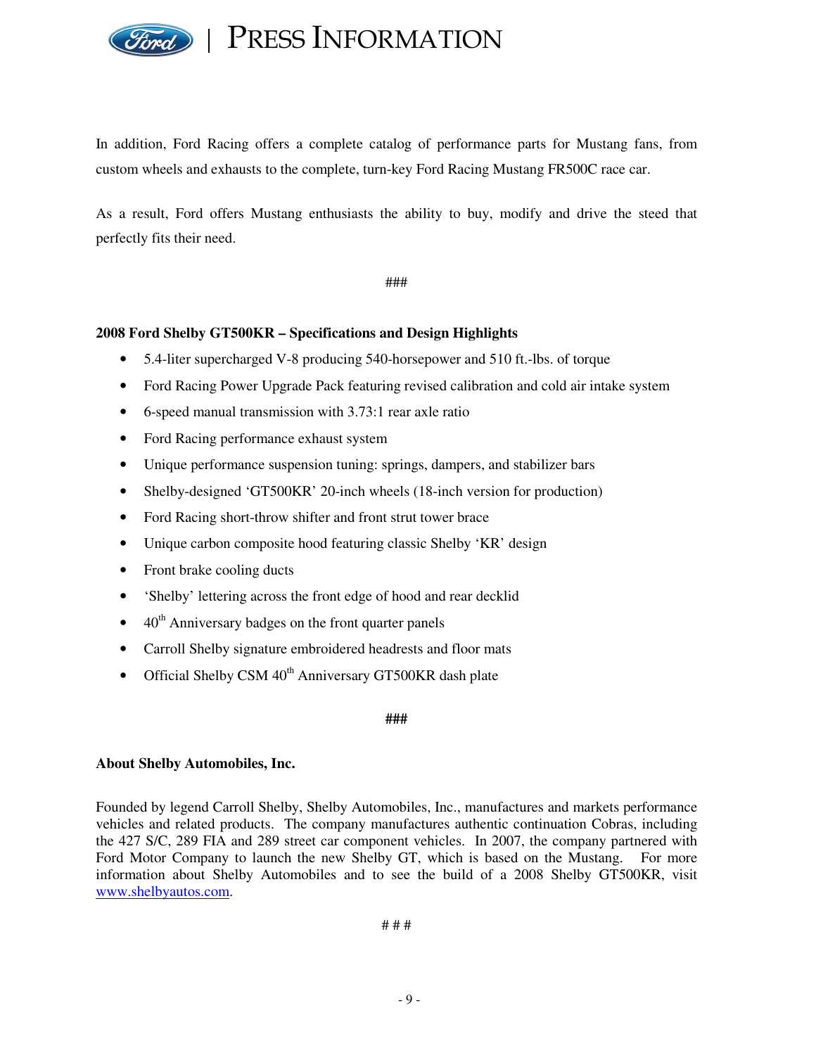In addition, Ford Racing offers a complete catalog of performance parts for Mustang fans, from custom wheels and exhausts to the complete, turn-key Ford Racing Mustang FR500C race car.

As a result, Ford offers Mustang enthusiasts the ability to buy, modify and drive the steed that perfectly fits their need.

###

**2008 Ford Shelby GT500KR – Specifications and Design Highlights**

- 5.4-liter supercharged V-8 producing 540-horsepower and 510 ft.-lbs. of torque
- Ford Racing Power Upgrade Pack featuring revised calibration and cold air intake system
- 6-speed manual transmission with 3.73:1 rear axle ratio
- Ford Racing performance exhaust system
- Unique performance suspension tuning: springs, dampers, and stabilizer bars
- Shelby-designed 'GT500KR' 20-inch wheels (18-inch version for production)
- Ford Racing short-throw shifter and front strut tower brace
- Unique carbon composite hood featuring classic Shelby 'KR' design
- Front brake cooling ducts
- 'Shelby' lettering across the front edge of hood and rear decklid
- 40th Anniversary badges on the front quarter panels
- Carroll Shelby signature embroidered headrests and floor mats
- Official Shelby CSM 40th Anniversary GT500KR dash plate

**###**

**About Shelby Automobiles, Inc.**

Founded by legend Carroll Shelby, Shelby Automobiles, Inc., manufactures and markets performance vehicles and related products. The company manufactures authentic continuation Cobras, including the 427 S/C, 289 FIA and 289 street car component vehicles. In 2007, the company partnered with Ford Motor Company to launch the new Shelby GT, which is based on the Mustang. For more information about Shelby Automobiles and to see the build of a 2008 Shelby GT500KR, visit www.shelbyautos.com.

# # #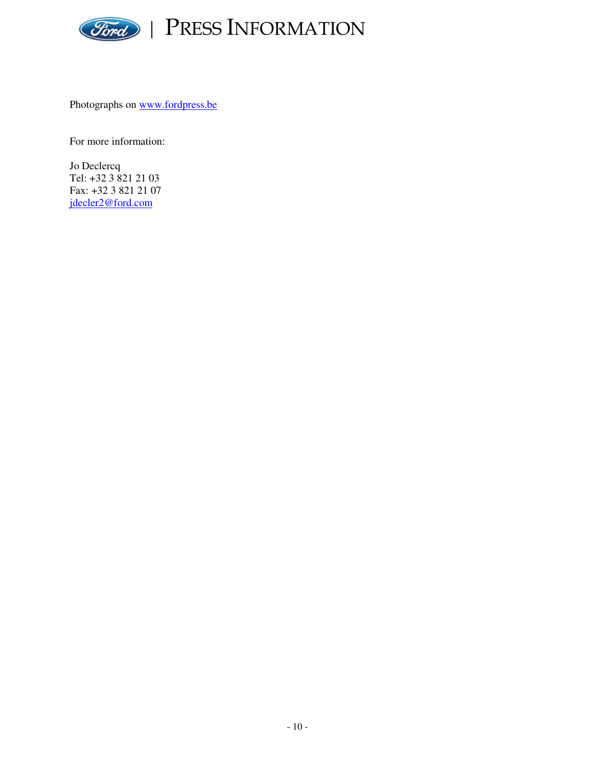Photographs on [www.fordpress.be](http://www.fordpress.be)

For more information:

Jo Declercq
Tel: +32 3 821 21 03
Fax: +32 3 821 21 07
[jdecler2@ford.com](mailto:jdecler2@ford.com)